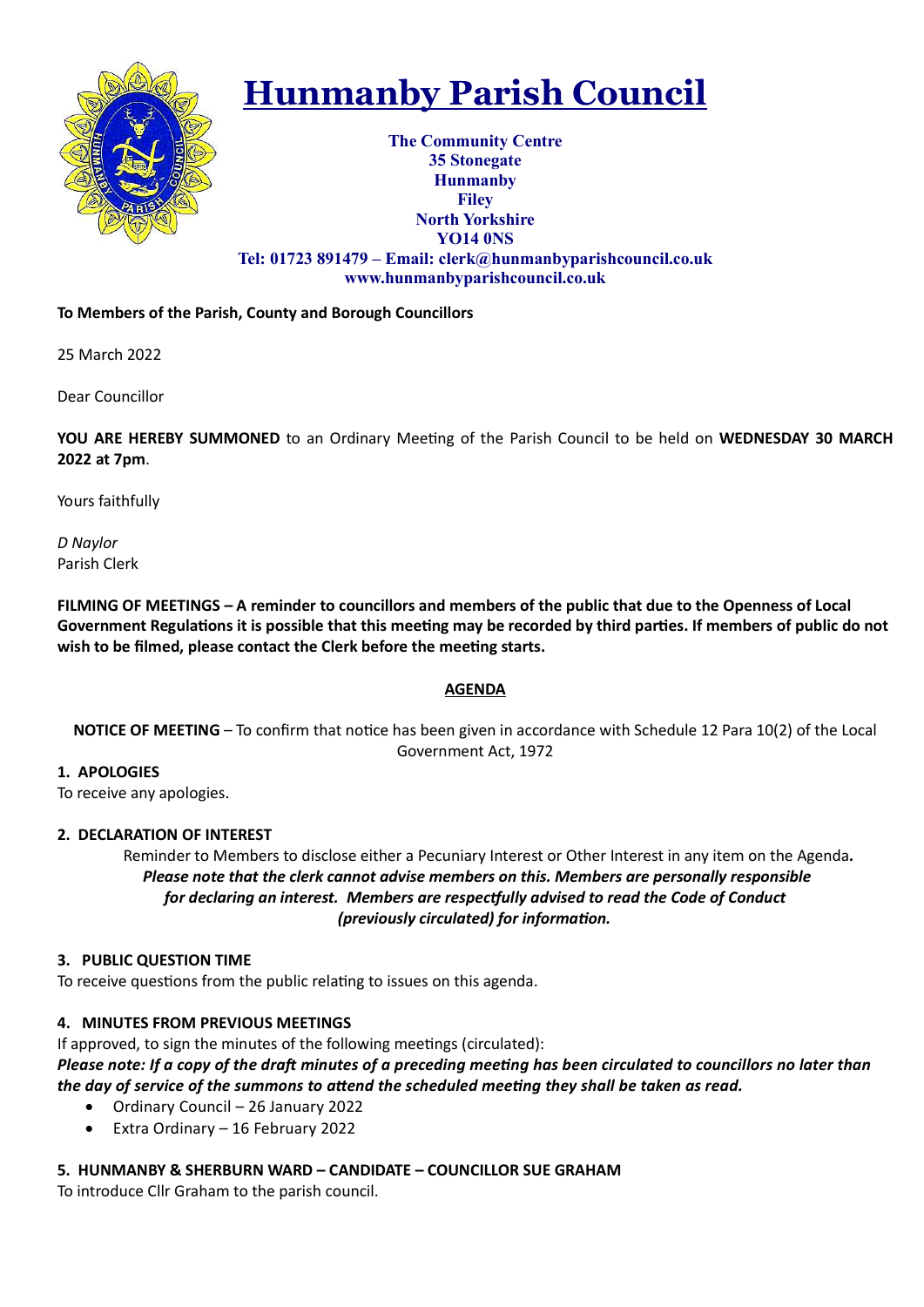# Hunmanby Parish Council

**The Community Centre**
**35 Stonegate**
**Hunmanby**
**Filey**
**North Yorkshire**
**YO14 0NS**
**Tel: 01723 891479 – Email: clerk@hunmanbyparishcouncil.co.uk**
**www.hunmanbyparishcouncil.co.uk**

**To Members of the Parish, County and Borough Councillors**

25 March 2022

Dear Councillor

**YOU ARE HEREBY SUMMONED** to an Ordinary Meeting of the Parish Council to be held on **WEDNESDAY 30 MARCH 2022 at 7pm**.

Yours faithfully

*D Naylor*
Parish Clerk

**FILMING OF MEETINGS – A reminder to councillors and members of the public that due to the Openness of Local Government Regulations it is possible that this meeting may be recorded by third parties. If members of public do not wish to be filmed, please contact the Clerk before the meeting starts.**

## AGENDA

**NOTICE OF MEETING** – To confirm that notice has been given in accordance with Schedule 12 Para 10(2) of the Local Government Act, 1972

### 1. APOLOGIES

To receive any apologies.

### 2. DECLARATION OF INTEREST

Reminder to Members to disclose either a Pecuniary Interest or Other Interest in any item on the Agenda**.** ***Please note that the clerk cannot advise members on this. Members are personally responsible for declaring an interest. Members are respectfully advised to read the Code of Conduct (previously circulated) for information.***

### 3. PUBLIC QUESTION TIME

To receive questions from the public relating to issues on this agenda.

### 4. MINUTES FROM PREVIOUS MEETINGS

If approved, to sign the minutes of the following meetings (circulated):
***Please note: If a copy of the draft minutes of a preceding meeting has been circulated to councillors no later than the day of service of the summons to attend the scheduled meeting they shall be taken as read.***

- Ordinary Council – 26 January 2022
- Extra Ordinary – 16 February 2022

### 5. HUNMANBY & SHERBURN WARD – CANDIDATE – COUNCILLOR SUE GRAHAM

To introduce Cllr Graham to the parish council.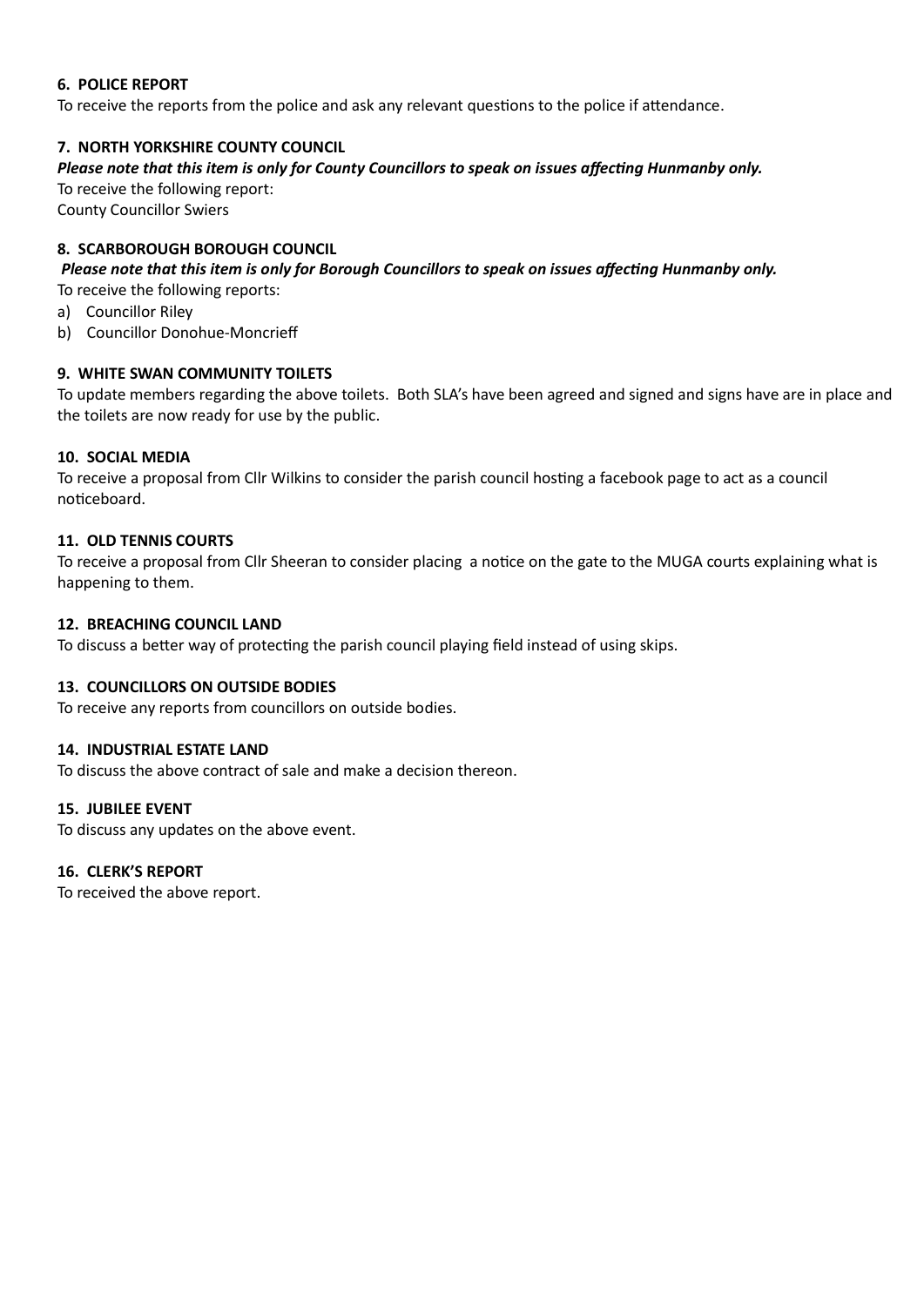**6. POLICE REPORT**

To receive the reports from the police and ask any relevant questions to the police if attendance.

**7. NORTH YORKSHIRE COUNTY COUNCIL**

***Please note that this item is only for County Councillors to speak on issues affecting Hunmanby only.***

To receive the following report:
County Councillor Swiers

**8. SCARBOROUGH BOROUGH COUNCIL**

***Please note that this item is only for Borough Councillors to speak on issues affecting Hunmanby only.***

To receive the following reports:

a) Councillor Riley
b) Councillor Donohue-Moncrieff

**9. WHITE SWAN COMMUNITY TOILETS**

To update members regarding the above toilets. Both SLA's have been agreed and signed and signs have are in place and the toilets are now ready for use by the public.

**10. SOCIAL MEDIA**

To receive a proposal from Cllr Wilkins to consider the parish council hosting a facebook page to act as a council noticeboard.

**11. OLD TENNIS COURTS**

To receive a proposal from Cllr Sheeran to consider placing a notice on the gate to the MUGA courts explaining what is happening to them.

**12. BREACHING COUNCIL LAND**

To discuss a better way of protecting the parish council playing field instead of using skips.

**13. COUNCILLORS ON OUTSIDE BODIES**

To receive any reports from councillors on outside bodies.

**14. INDUSTRIAL ESTATE LAND**

To discuss the above contract of sale and make a decision thereon.

**15. JUBILEE EVENT**

To discuss any updates on the above event.

**16. CLERK'S REPORT**

To received the above report.